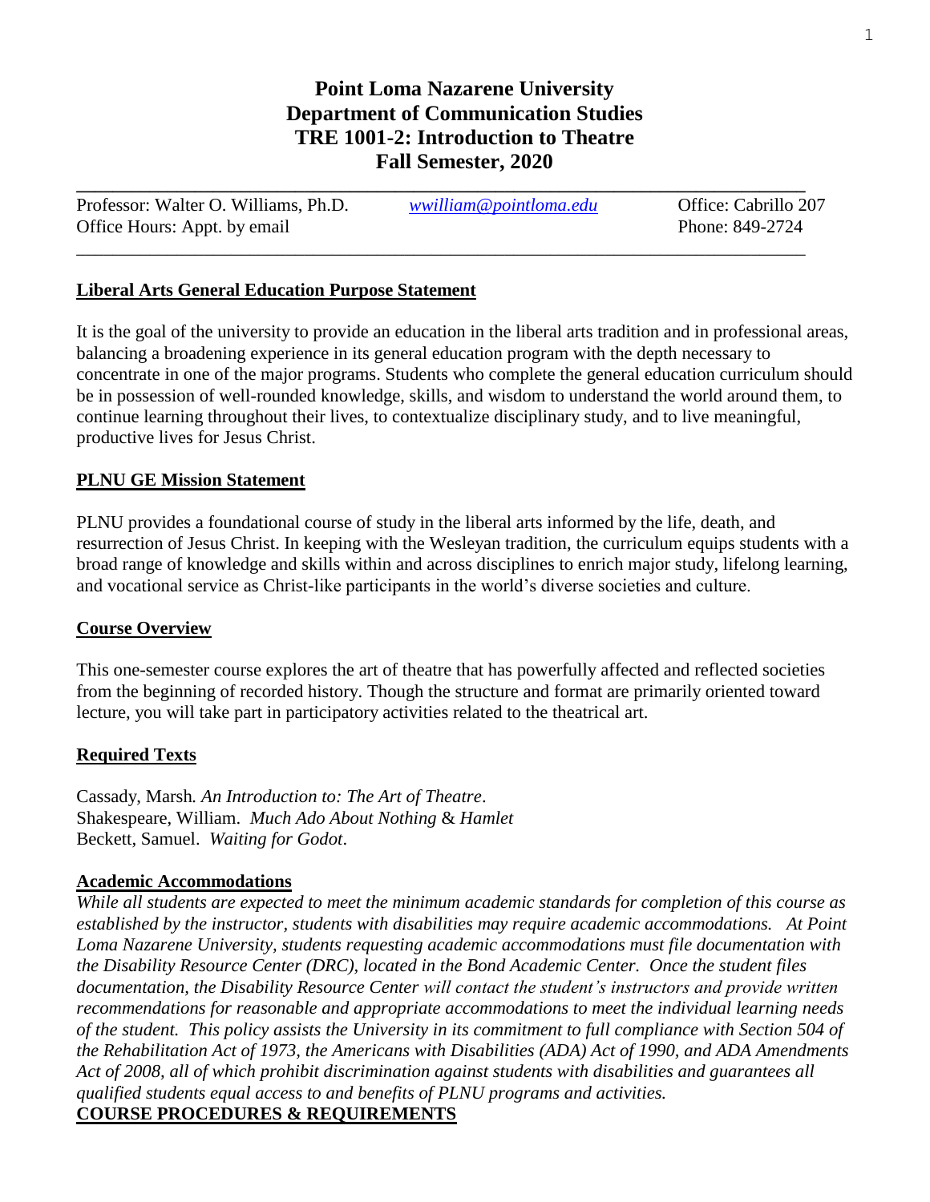# Point Loma Nazarene University
# Department of Communication Studies
# TRE 1001-2: Introduction to Theatre
# Fall Semester, 2020

| | | |
|---|---|---|
| Professor: Walter O. Williams, Ph.D. | *wwilliam@pointloma.edu* | Office: Cabrillo 207 |
| Office Hours: Appt. by email | | Phone: 849-2724 |

## Liberal Arts General Education Purpose Statement

It is the goal of the university to provide an education in the liberal arts tradition and in professional areas, balancing a broadening experience in its general education program with the depth necessary to concentrate in one of the major programs. Students who complete the general education curriculum should be in possession of well-rounded knowledge, skills, and wisdom to understand the world around them, to continue learning throughout their lives, to contextualize disciplinary study, and to live meaningful, productive lives for Jesus Christ.

## PLNU GE Mission Statement

PLNU provides a foundational course of study in the liberal arts informed by the life, death, and resurrection of Jesus Christ. In keeping with the Wesleyan tradition, the curriculum equips students with a broad range of knowledge and skills within and across disciplines to enrich major study, lifelong learning, and vocational service as Christ-like participants in the world's diverse societies and culture.

## Course Overview

This one-semester course explores the art of theatre that has powerfully affected and reflected societies from the beginning of recorded history. Though the structure and format are primarily oriented toward lecture, you will take part in participatory activities related to the theatrical art.

## Required Texts

Cassady, Marsh. *An Introduction to: The Art of Theatre*.
Shakespeare, William. *Much Ado About Nothing* & *Hamlet*
Beckett, Samuel. *Waiting for Godot*.

## Academic Accommodations

*While all students are expected to meet the minimum academic standards for completion of this course as established by the instructor, students with disabilities may require academic accommodations. At Point Loma Nazarene University, students requesting academic accommodations must file documentation with the Disability Resource Center (DRC), located in the Bond Academic Center. Once the student files documentation, the Disability Resource Center will contact the student's instructors and provide written recommendations for reasonable and appropriate accommodations to meet the individual learning needs of the student. This policy assists the University in its commitment to full compliance with Section 504 of the Rehabilitation Act of 1973, the Americans with Disabilities (ADA) Act of 1990, and ADA Amendments Act of 2008, all of which prohibit discrimination against students with disabilities and guarantees all qualified students equal access to and benefits of PLNU programs and activities.*

## COURSE PROCEDURES & REQUIREMENTS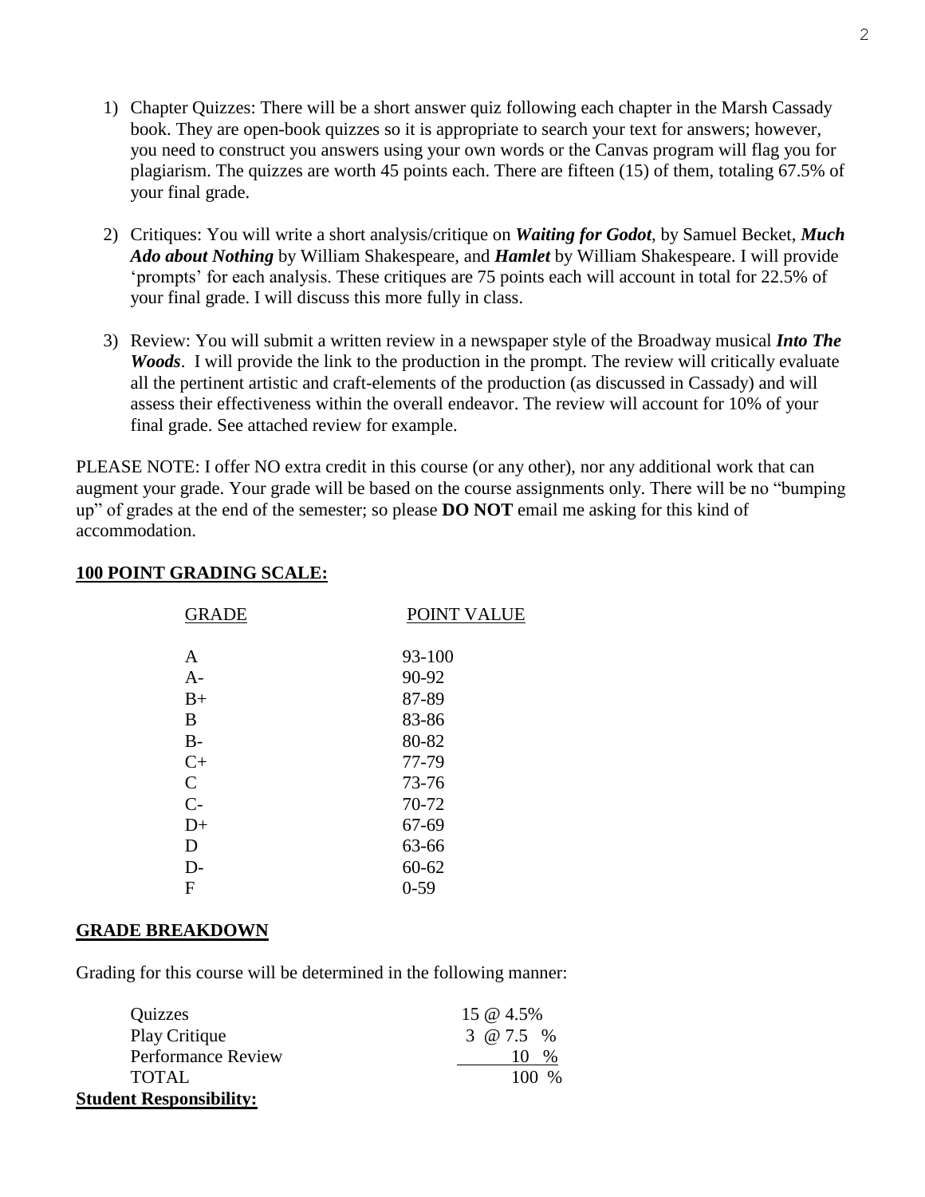1) Chapter Quizzes: There will be a short answer quiz following each chapter in the Marsh Cassady book. They are open-book quizzes so it is appropriate to search your text for answers; however, you need to construct you answers using your own words or the Canvas program will flag you for plagiarism. The quizzes are worth 45 points each. There are fifteen (15) of them, totaling 67.5% of your final grade.

2) Critiques: You will write a short analysis/critique on ***Waiting for Godot***, by Samuel Becket, ***Much Ado about Nothing*** by William Shakespeare, and ***Hamlet*** by William Shakespeare. I will provide 'prompts' for each analysis. These critiques are 75 points each will account in total for 22.5% of your final grade. I will discuss this more fully in class.

3) Review: You will submit a written review in a newspaper style of the Broadway musical ***Into The Woods***. I will provide the link to the production in the prompt. The review will critically evaluate all the pertinent artistic and craft-elements of the production (as discussed in Cassady) and will assess their effectiveness within the overall endeavor. The review will account for 10% of your final grade. See attached review for example.

PLEASE NOTE: I offer NO extra credit in this course (or any other), nor any additional work that can augment your grade. Your grade will be based on the course assignments only. There will be no "bumping up" of grades at the end of the semester; so please **DO NOT** email me asking for this kind of accommodation.

**100 POINT GRADING SCALE:**

| GRADE | POINT VALUE |
|---|---|
| A | 93-100 |
| A- | 90-92 |
| B+ | 87-89 |
| B | 83-86 |
| B- | 80-82 |
| C+ | 77-79 |
| C | 73-76 |
| C- | 70-72 |
| D+ | 67-69 |
| D | 63-66 |
| D- | 60-62 |
| F | 0-59 |

**GRADE BREAKDOWN**

Grading for this course will be determined in the following manner:

| | |
|---|---|
| Quizzes | 15 @ 4.5% |
| Play Critique | 3 @ 7.5 % |
| Performance Review | 10 % |
| TOTAL | 100 % |

**Student Responsibility:**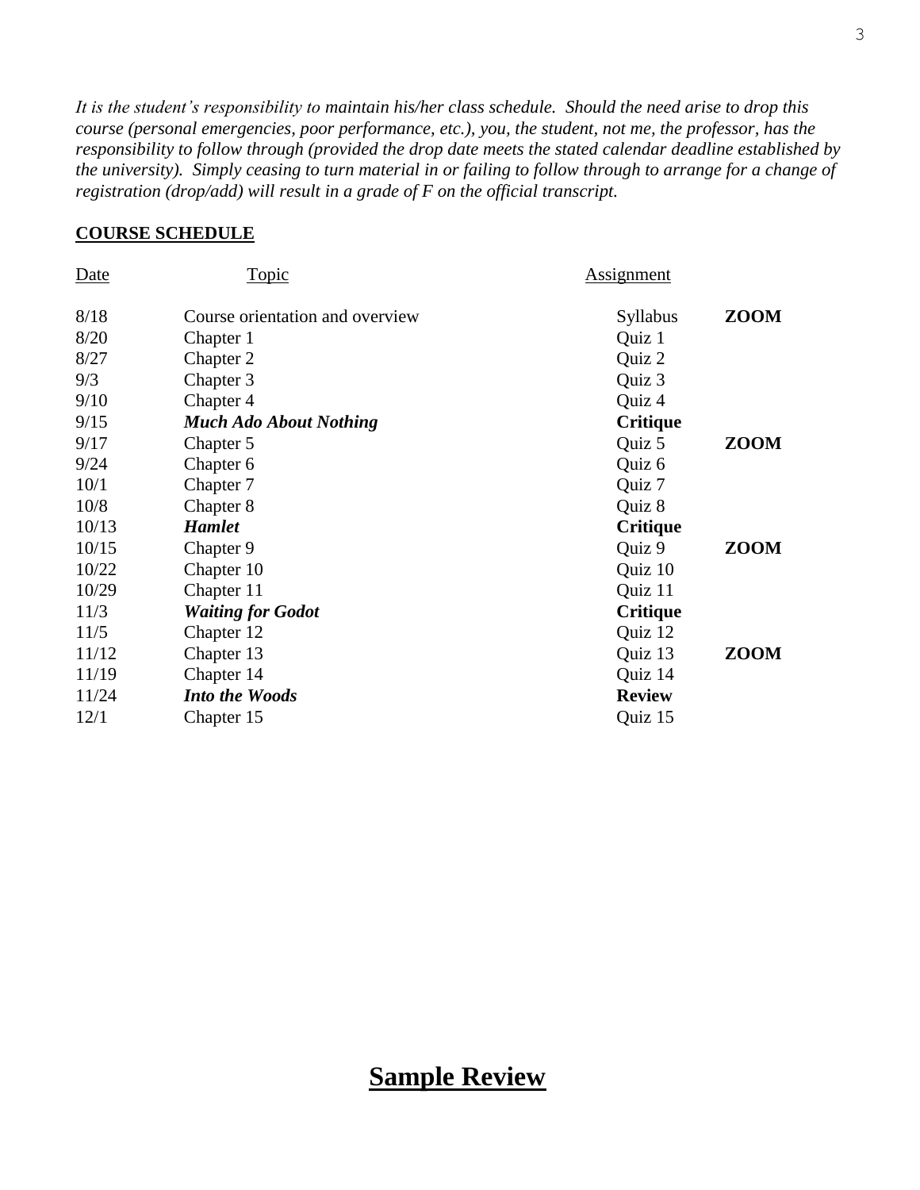*It is the student's responsibility to maintain his/her class schedule. Should the need arise to drop this course (personal emergencies, poor performance, etc.), you, the student, not me, the professor, has the responsibility to follow through (provided the drop date meets the stated calendar deadline established by the university). Simply ceasing to turn material in or failing to follow through to arrange for a change of registration (drop/add) will result in a grade of F on the official transcript.*

**COURSE SCHEDULE**

| Date | Topic | Assignment | |
|---|---|---|---|
| 8/18 | Course orientation and overview | Syllabus | **ZOOM** |
| 8/20 | Chapter 1 | Quiz 1 | |
| 8/27 | Chapter 2 | Quiz 2 | |
| 9/3 | Chapter 3 | Quiz 3 | |
| 9/10 | Chapter 4 | Quiz 4 | |
| 9/15 | ***Much Ado About Nothing*** | **Critique** | |
| 9/17 | Chapter 5 | Quiz 5 | **ZOOM** |
| 9/24 | Chapter 6 | Quiz 6 | |
| 10/1 | Chapter 7 | Quiz 7 | |
| 10/8 | Chapter 8 | Quiz 8 | |
| 10/13 | ***Hamlet*** | **Critique** | |
| 10/15 | Chapter 9 | Quiz 9 | **ZOOM** |
| 10/22 | Chapter 10 | Quiz 10 | |
| 10/29 | Chapter 11 | Quiz 11 | |
| 11/3 | ***Waiting for Godot*** | **Critique** | |
| 11/5 | Chapter 12 | Quiz 12 | |
| 11/12 | Chapter 13 | Quiz 13 | **ZOOM** |
| 11/19 | Chapter 14 | Quiz 14 | |
| 11/24 | ***Into the Woods*** | **Review** | |
| 12/1 | Chapter 15 | Quiz 15 | |

# Sample Review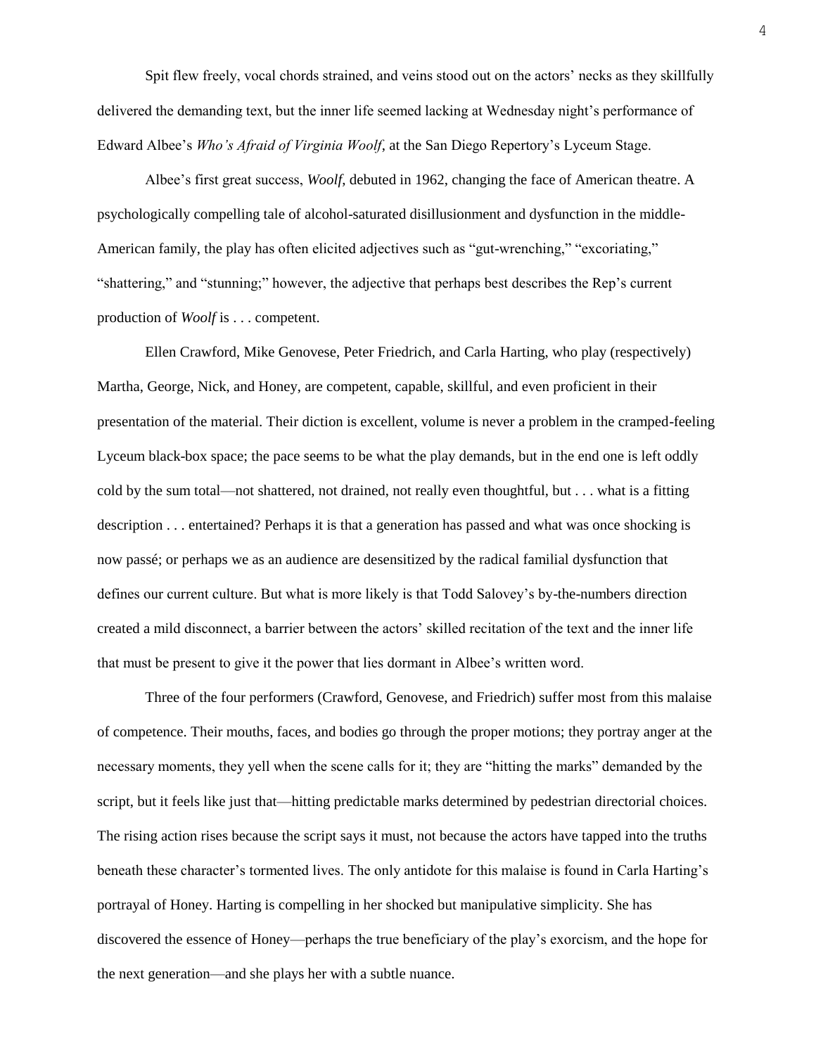Spit flew freely, vocal chords strained, and veins stood out on the actors' necks as they skillfully delivered the demanding text, but the inner life seemed lacking at Wednesday night's performance of Edward Albee's *Who's Afraid of Virginia Woolf*, at the San Diego Repertory's Lyceum Stage.

Albee's first great success, *Woolf*, debuted in 1962, changing the face of American theatre. A psychologically compelling tale of alcohol-saturated disillusionment and dysfunction in the middle-American family, the play has often elicited adjectives such as "gut-wrenching," "excoriating," "shattering," and "stunning;" however, the adjective that perhaps best describes the Rep's current production of *Woolf* is . . . competent.

Ellen Crawford, Mike Genovese, Peter Friedrich, and Carla Harting, who play (respectively) Martha, George, Nick, and Honey, are competent, capable, skillful, and even proficient in their presentation of the material. Their diction is excellent, volume is never a problem in the cramped-feeling Lyceum black-box space; the pace seems to be what the play demands, but in the end one is left oddly cold by the sum total—not shattered, not drained, not really even thoughtful, but . . . what is a fitting description . . . entertained? Perhaps it is that a generation has passed and what was once shocking is now passé; or perhaps we as an audience are desensitized by the radical familial dysfunction that defines our current culture. But what is more likely is that Todd Salovey's by-the-numbers direction created a mild disconnect, a barrier between the actors' skilled recitation of the text and the inner life that must be present to give it the power that lies dormant in Albee's written word.

Three of the four performers (Crawford, Genovese, and Friedrich) suffer most from this malaise of competence. Their mouths, faces, and bodies go through the proper motions; they portray anger at the necessary moments, they yell when the scene calls for it; they are "hitting the marks" demanded by the script, but it feels like just that—hitting predictable marks determined by pedestrian directorial choices. The rising action rises because the script says it must, not because the actors have tapped into the truths beneath these character's tormented lives. The only antidote for this malaise is found in Carla Harting's portrayal of Honey. Harting is compelling in her shocked but manipulative simplicity. She has discovered the essence of Honey—perhaps the true beneficiary of the play's exorcism, and the hope for the next generation—and she plays her with a subtle nuance.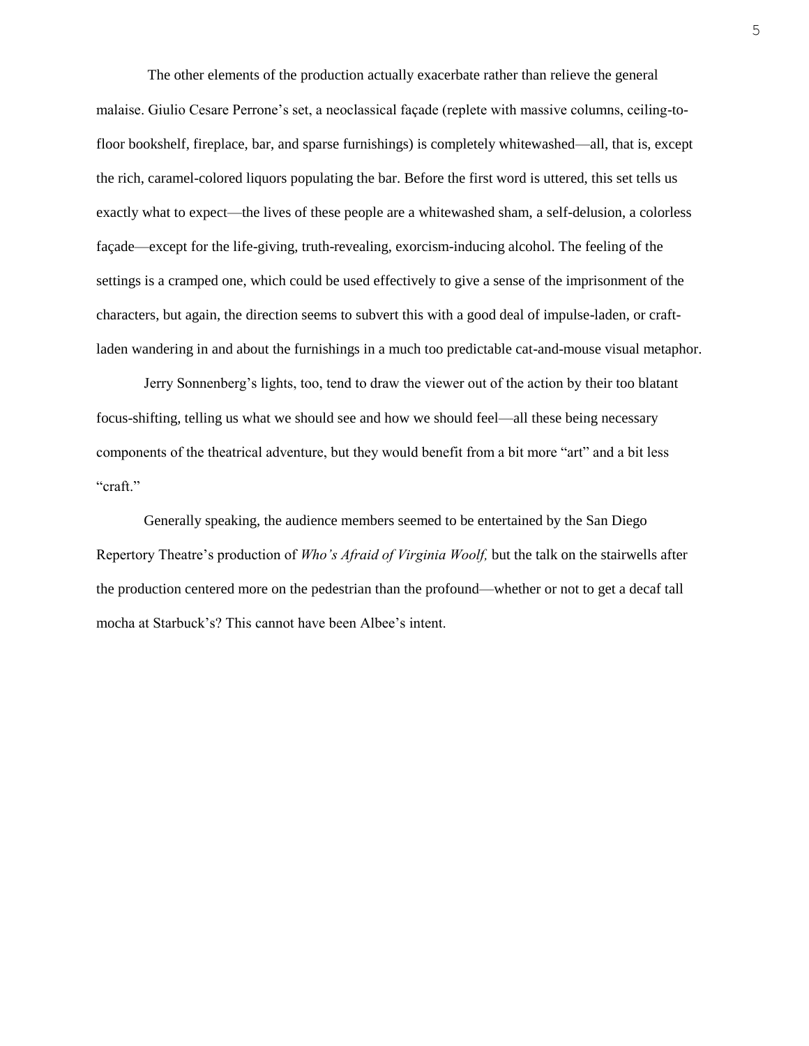The other elements of the production actually exacerbate rather than relieve the general malaise. Giulio Cesare Perrone's set, a neoclassical façade (replete with massive columns, ceiling-to-floor bookshelf, fireplace, bar, and sparse furnishings) is completely whitewashed—all, that is, except the rich, caramel-colored liquors populating the bar. Before the first word is uttered, this set tells us exactly what to expect—the lives of these people are a whitewashed sham, a self-delusion, a colorless façade—except for the life-giving, truth-revealing, exorcism-inducing alcohol. The feeling of the settings is a cramped one, which could be used effectively to give a sense of the imprisonment of the characters, but again, the direction seems to subvert this with a good deal of impulse-laden, or craft-laden wandering in and about the furnishings in a much too predictable cat-and-mouse visual metaphor.

Jerry Sonnenberg's lights, too, tend to draw the viewer out of the action by their too blatant focus-shifting, telling us what we should see and how we should feel—all these being necessary components of the theatrical adventure, but they would benefit from a bit more "art" and a bit less "craft."

Generally speaking, the audience members seemed to be entertained by the San Diego Repertory Theatre's production of *Who's Afraid of Virginia Woolf,* but the talk on the stairwells after the production centered more on the pedestrian than the profound—whether or not to get a decaf tall mocha at Starbuck's? This cannot have been Albee's intent.